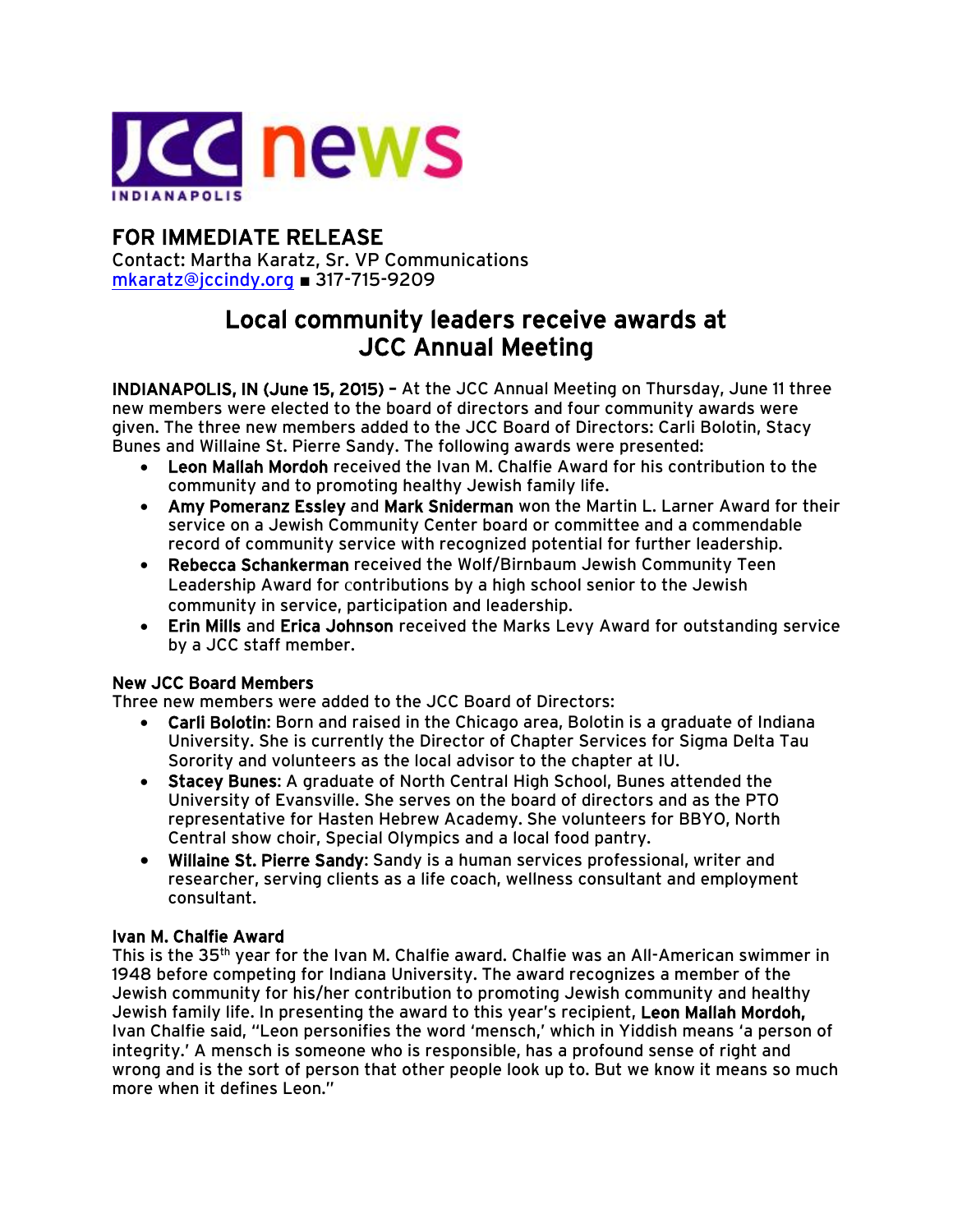JCC news
INDIANAPOLIS

**FOR IMMEDIATE RELEASE**
Contact: Martha Karatz, Sr. VP Communications
mkaratz@jccindy.org ■ 317-715-9209

# Local community leaders receive awards at JCC Annual Meeting

**INDIANAPOLIS, IN (June 15, 2015) –** At the JCC Annual Meeting on Thursday, June 11 three new members were elected to the board of directors and four community awards were given. The three new members added to the JCC Board of Directors: Carli Bolotin, Stacy Bunes and Willaine St. Pierre Sandy. The following awards were presented:

- **Leon Mallah Mordoh** received the Ivan M. Chalfie Award for his contribution to the community and to promoting healthy Jewish family life.
- **Amy Pomeranz Essley** and **Mark Sniderman** won the Martin L. Larner Award for their service on a Jewish Community Center board or committee and a commendable record of community service with recognized potential for further leadership.
- **Rebecca Schankerman** received the Wolf/Birnbaum Jewish Community Teen Leadership Award for contributions by a high school senior to the Jewish community in service, participation and leadership.
- **Erin Mills** and **Erica Johnson** received the Marks Levy Award for outstanding service by a JCC staff member.

**New JCC Board Members**
Three new members were added to the JCC Board of Directors:

- **Carli Bolotin**: Born and raised in the Chicago area, Bolotin is a graduate of Indiana University. She is currently the Director of Chapter Services for Sigma Delta Tau Sorority and volunteers as the local advisor to the chapter at IU.
- **Stacey Bunes**: A graduate of North Central High School, Bunes attended the University of Evansville. She serves on the board of directors and as the PTO representative for Hasten Hebrew Academy. She volunteers for BBYO, North Central show choir, Special Olympics and a local food pantry.
- **Willaine St. Pierre Sandy**: Sandy is a human services professional, writer and researcher, serving clients as a life coach, wellness consultant and employment consultant.

**Ivan M. Chalfie Award**
This is the 35th year for the Ivan M. Chalfie award. Chalfie was an All-American swimmer in 1948 before competing for Indiana University. The award recognizes a member of the Jewish community for his/her contribution to promoting Jewish community and healthy Jewish family life. In presenting the award to this year's recipient, **Leon Mallah Mordoh,** Ivan Chalfie said, "Leon personifies the word 'mensch,' which in Yiddish means 'a person of integrity.' A mensch is someone who is responsible, has a profound sense of right and wrong and is the sort of person that other people look up to. But we know it means so much more when it defines Leon."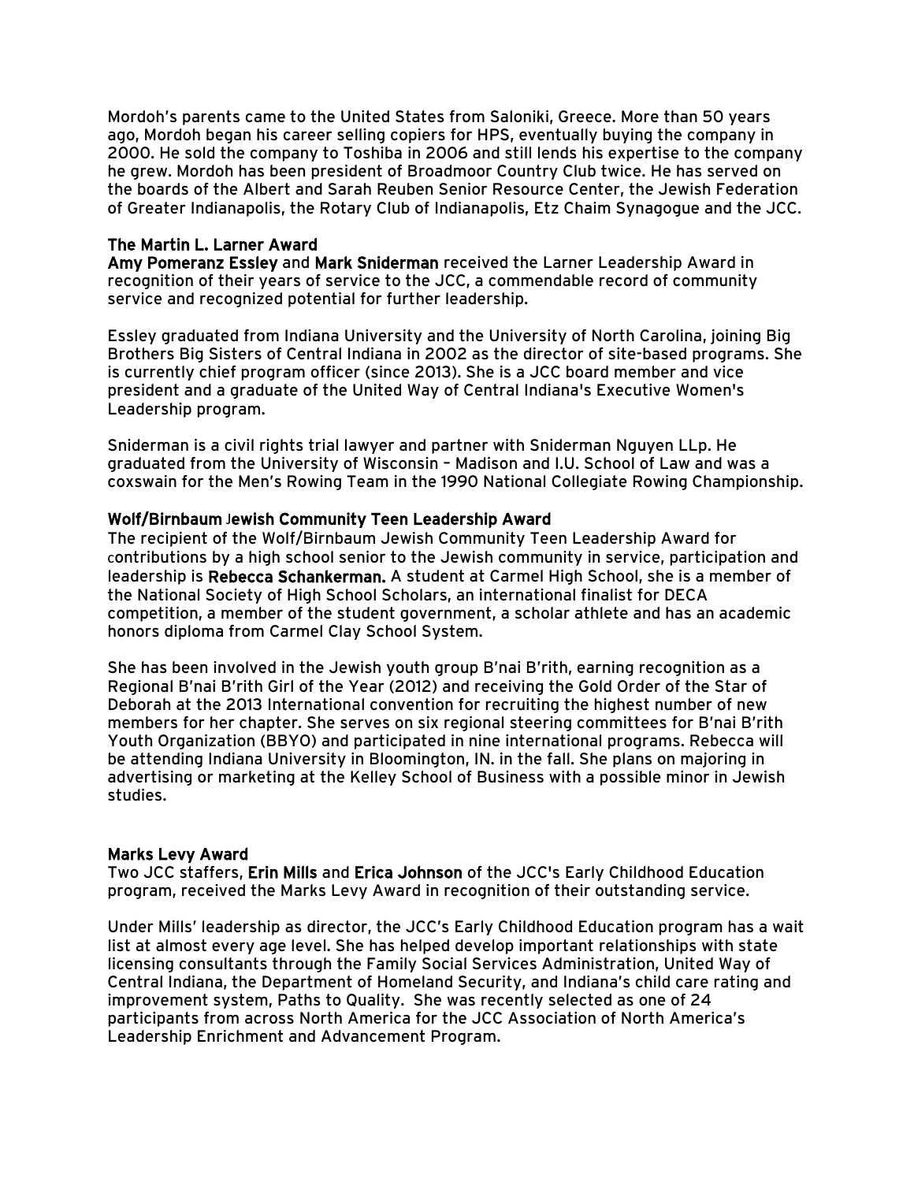Mordoh's parents came to the United States from Saloniki, Greece. More than 50 years ago, Mordoh began his career selling copiers for HPS, eventually buying the company in 2000. He sold the company to Toshiba in 2006 and still lends his expertise to the company he grew. Mordoh has been president of Broadmoor Country Club twice. He has served on the boards of the Albert and Sarah Reuben Senior Resource Center, the Jewish Federation of Greater Indianapolis, the Rotary Club of Indianapolis, Etz Chaim Synagogue and the JCC.

**The Martin L. Larner Award**

**Amy Pomeranz Essley** and **Mark Sniderman** received the Larner Leadership Award in recognition of their years of service to the JCC, a commendable record of community service and recognized potential for further leadership.

Essley graduated from Indiana University and the University of North Carolina, joining Big Brothers Big Sisters of Central Indiana in 2002 as the director of site-based programs. She is currently chief program officer (since 2013). She is a JCC board member and vice president and a graduate of the United Way of Central Indiana's Executive Women's Leadership program.

Sniderman is a civil rights trial lawyer and partner with Sniderman Nguyen LLp. He graduated from the University of Wisconsin – Madison and I.U. School of Law and was a coxswain for the Men's Rowing Team in the 1990 National Collegiate Rowing Championship.

**Wolf/Birnbaum Jewish Community Teen Leadership Award**

The recipient of the Wolf/Birnbaum Jewish Community Teen Leadership Award for contributions by a high school senior to the Jewish community in service, participation and leadership is **Rebecca Schankerman.** A student at Carmel High School, she is a member of the National Society of High School Scholars, an international finalist for DECA competition, a member of the student government, a scholar athlete and has an academic honors diploma from Carmel Clay School System.

She has been involved in the Jewish youth group B'nai B'rith, earning recognition as a Regional B'nai B'rith Girl of the Year (2012) and receiving the Gold Order of the Star of Deborah at the 2013 International convention for recruiting the highest number of new members for her chapter. She serves on six regional steering committees for B'nai B'rith Youth Organization (BBYO) and participated in nine international programs. Rebecca will be attending Indiana University in Bloomington, IN. in the fall. She plans on majoring in advertising or marketing at the Kelley School of Business with a possible minor in Jewish studies.

**Marks Levy Award**

Two JCC staffers, **Erin Mills** and **Erica Johnson** of the JCC's Early Childhood Education program, received the Marks Levy Award in recognition of their outstanding service.

Under Mills' leadership as director, the JCC's Early Childhood Education program has a wait list at almost every age level. She has helped develop important relationships with state licensing consultants through the Family Social Services Administration, United Way of Central Indiana, the Department of Homeland Security, and Indiana's child care rating and improvement system, Paths to Quality. She was recently selected as one of 24 participants from across North America for the JCC Association of North America's Leadership Enrichment and Advancement Program.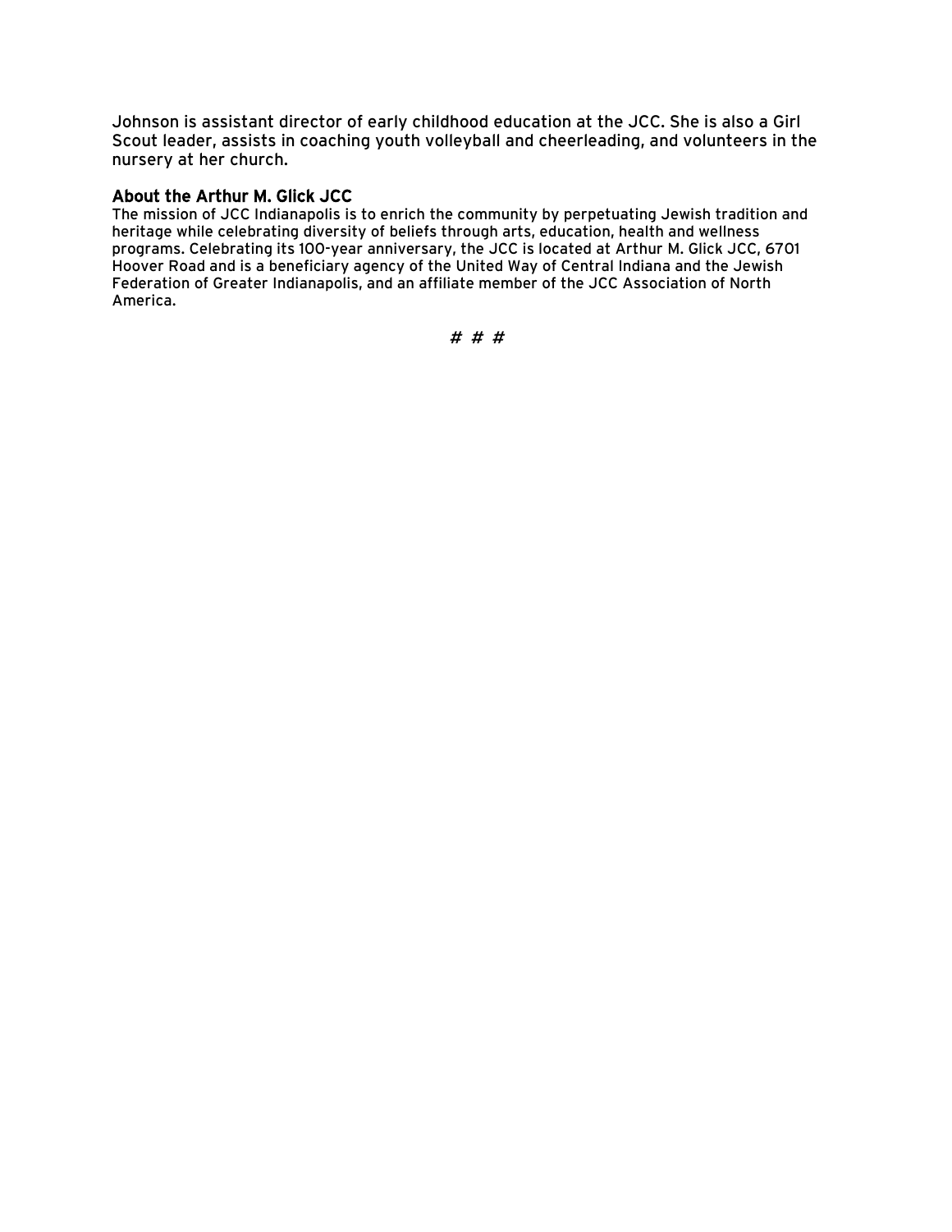Johnson is assistant director of early childhood education at the JCC. She is also a Girl Scout leader, assists in coaching youth volleyball and cheerleading, and volunteers in the nursery at her church.

**About the Arthur M. Glick JCC**

The mission of JCC Indianapolis is to enrich the community by perpetuating Jewish tradition and heritage while celebrating diversity of beliefs through arts, education, health and wellness programs. Celebrating its 100-year anniversary, the JCC is located at Arthur M. Glick JCC, 6701 Hoover Road and is a beneficiary agency of the United Way of Central Indiana and the Jewish Federation of Greater Indianapolis, and an affiliate member of the JCC Association of North America.

# # #